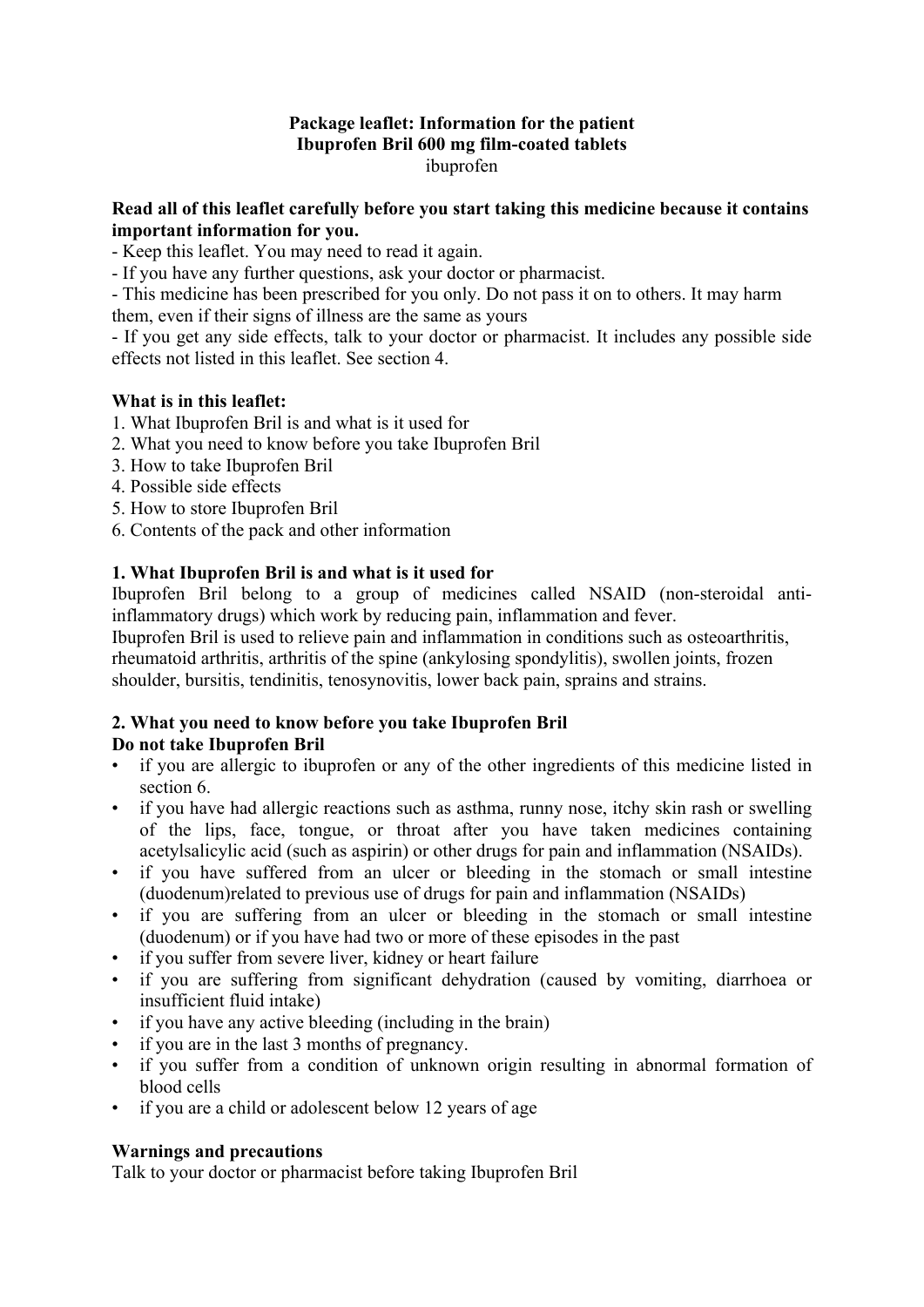**Package leaflet: Information for the patient**
**Ibuprofen Bril 600 mg film-coated tablets**
ibuprofen

**Read all of this leaflet carefully before you start taking this medicine because it contains important information for you.**

- Keep this leaflet. You may need to read it again.
- If you have any further questions, ask your doctor or pharmacist.
- This medicine has been prescribed for you only. Do not pass it on to others. It may harm them, even if their signs of illness are the same as yours
- If you get any side effects, talk to your doctor or pharmacist. It includes any possible side effects not listed in this leaflet. See section 4.

**What is in this leaflet:**

1. What Ibuprofen Bril is and what is it used for
2. What you need to know before you take Ibuprofen Bril
3. How to take Ibuprofen Bril
4. Possible side effects
5. How to store Ibuprofen Bril
6. Contents of the pack and other information

## 1. What Ibuprofen Bril is and what is it used for

Ibuprofen Bril belong to a group of medicines called NSAID (non-steroidal anti-inflammatory drugs) which work by reducing pain, inflammation and fever.

Ibuprofen Bril is used to relieve pain and inflammation in conditions such as osteoarthritis, rheumatoid arthritis, arthritis of the spine (ankylosing spondylitis), swollen joints, frozen shoulder, bursitis, tendinitis, tenosynovitis, lower back pain, sprains and strains.

## 2. What you need to know before you take Ibuprofen Bril

**Do not take Ibuprofen Bril**

- if you are allergic to ibuprofen or any of the other ingredients of this medicine listed in section 6.
- if you have had allergic reactions such as asthma, runny nose, itchy skin rash or swelling of the lips, face, tongue, or throat after you have taken medicines containing acetylsalicylic acid (such as aspirin) or other drugs for pain and inflammation (NSAIDs).
- if you have suffered from an ulcer or bleeding in the stomach or small intestine (duodenum)related to previous use of drugs for pain and inflammation (NSAIDs)
- if you are suffering from an ulcer or bleeding in the stomach or small intestine (duodenum) or if you have had two or more of these episodes in the past
- if you suffer from severe liver, kidney or heart failure
- if you are suffering from significant dehydration (caused by vomiting, diarrhoea or insufficient fluid intake)
- if you have any active bleeding (including in the brain)
- if you are in the last 3 months of pregnancy.
- if you suffer from a condition of unknown origin resulting in abnormal formation of blood cells
- if you are a child or adolescent below 12 years of age

**Warnings and precautions**

Talk to your doctor or pharmacist before taking Ibuprofen Bril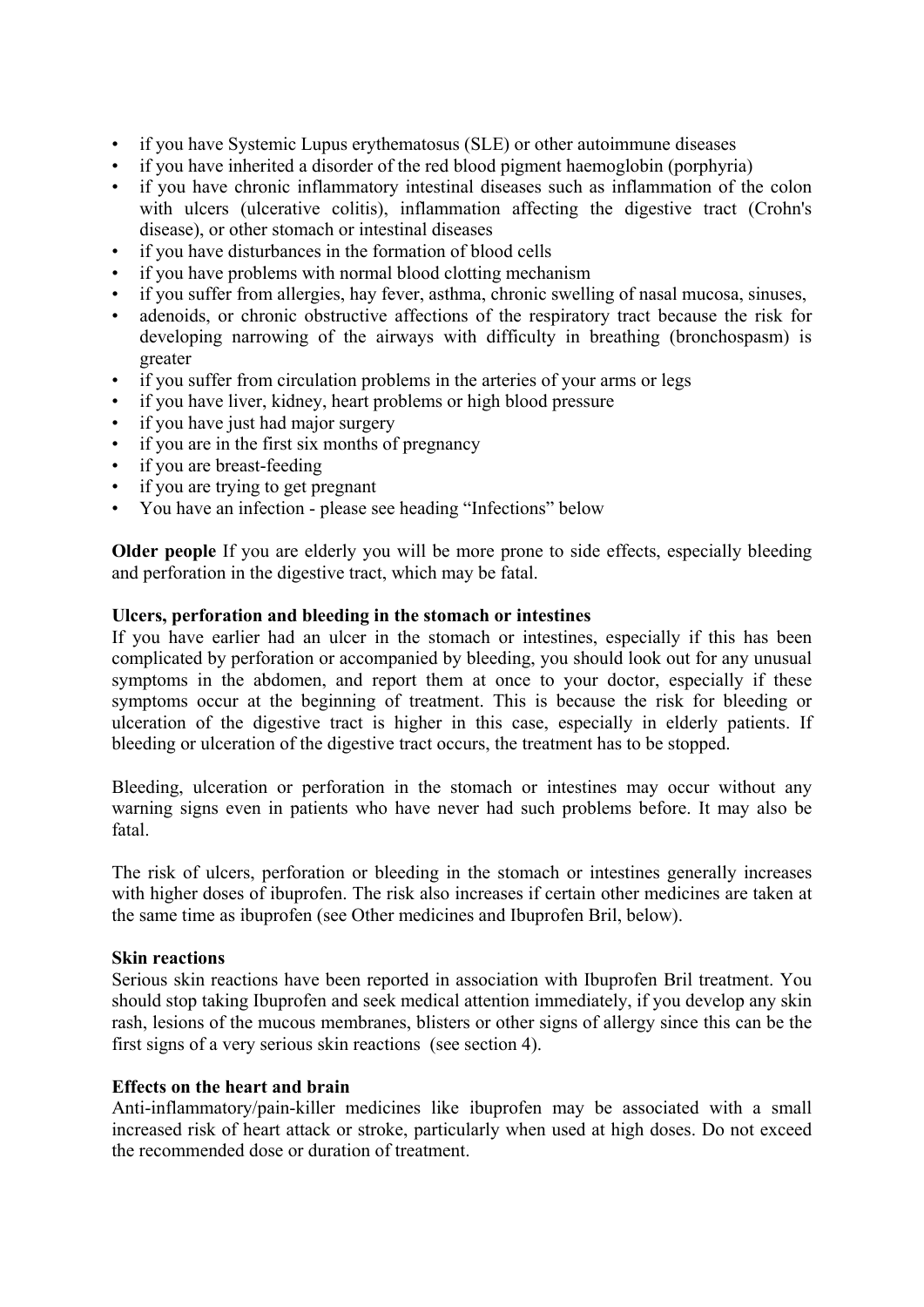- if you have Systemic Lupus erythematosus (SLE) or other autoimmune diseases
- if you have inherited a disorder of the red blood pigment haemoglobin (porphyria)
- if you have chronic inflammatory intestinal diseases such as inflammation of the colon with ulcers (ulcerative colitis), inflammation affecting the digestive tract (Crohn's disease), or other stomach or intestinal diseases
- if you have disturbances in the formation of blood cells
- if you have problems with normal blood clotting mechanism
- if you suffer from allergies, hay fever, asthma, chronic swelling of nasal mucosa, sinuses,
- adenoids, or chronic obstructive affections of the respiratory tract because the risk for developing narrowing of the airways with difficulty in breathing (bronchospasm) is greater
- if you suffer from circulation problems in the arteries of your arms or legs
- if you have liver, kidney, heart problems or high blood pressure
- if you have just had major surgery
- if you are in the first six months of pregnancy
- if you are breast-feeding
- if you are trying to get pregnant
- You have an infection - please see heading "Infections" below

**Older people** If you are elderly you will be more prone to side effects, especially bleeding and perforation in the digestive tract, which may be fatal.

**Ulcers, perforation and bleeding in the stomach or intestines**

If you have earlier had an ulcer in the stomach or intestines, especially if this has been complicated by perforation or accompanied by bleeding, you should look out for any unusual symptoms in the abdomen, and report them at once to your doctor, especially if these symptoms occur at the beginning of treatment. This is because the risk for bleeding or ulceration of the digestive tract is higher in this case, especially in elderly patients. If bleeding or ulceration of the digestive tract occurs, the treatment has to be stopped.

Bleeding, ulceration or perforation in the stomach or intestines may occur without any warning signs even in patients who have never had such problems before. It may also be fatal.

The risk of ulcers, perforation or bleeding in the stomach or intestines generally increases with higher doses of ibuprofen. The risk also increases if certain other medicines are taken at the same time as ibuprofen (see Other medicines and Ibuprofen Bril, below).

**Skin reactions**

Serious skin reactions have been reported in association with Ibuprofen Bril treatment. You should stop taking Ibuprofen and seek medical attention immediately, if you develop any skin rash, lesions of the mucous membranes, blisters or other signs of allergy since this can be the first signs of a very serious skin reactions (see section 4).

**Effects on the heart and brain**

Anti-inflammatory/pain-killer medicines like ibuprofen may be associated with a small increased risk of heart attack or stroke, particularly when used at high doses. Do not exceed the recommended dose or duration of treatment.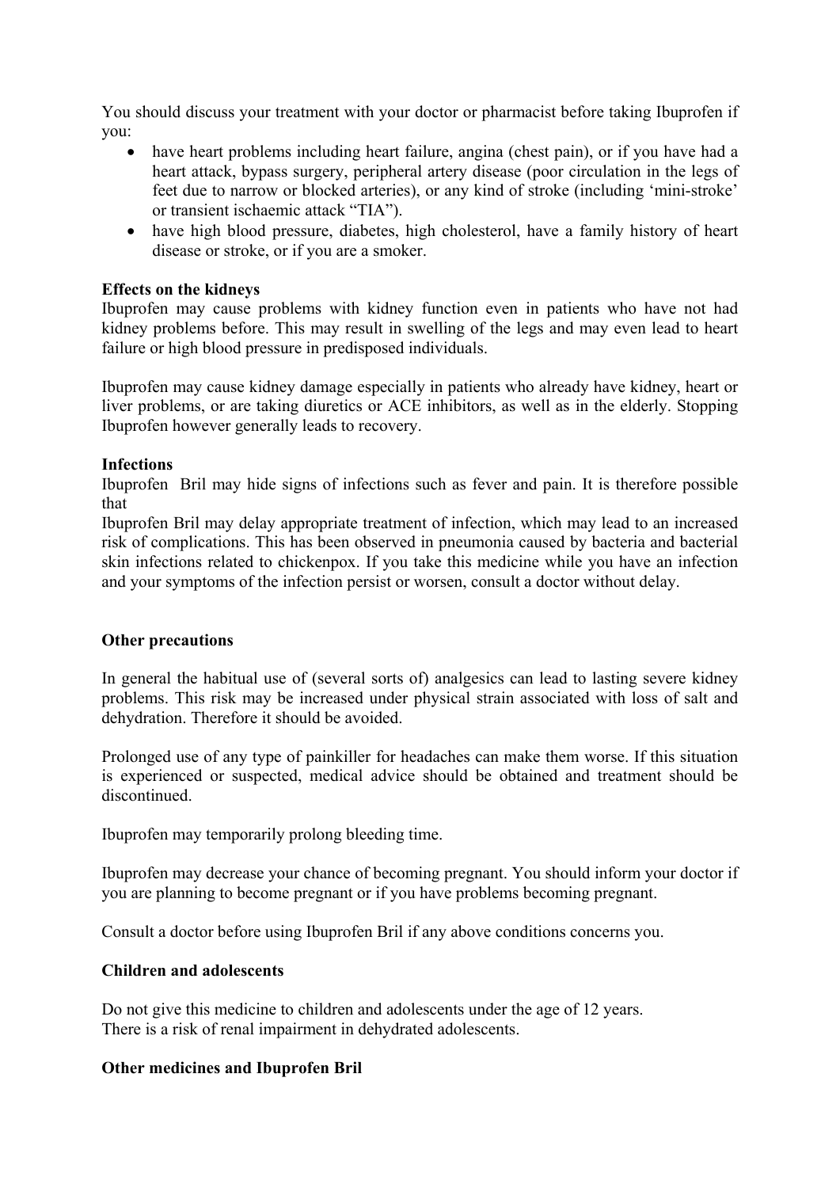You should discuss your treatment with your doctor or pharmacist before taking Ibuprofen if you:

- have heart problems including heart failure, angina (chest pain), or if you have had a heart attack, bypass surgery, peripheral artery disease (poor circulation in the legs of feet due to narrow or blocked arteries), or any kind of stroke (including 'mini-stroke' or transient ischaemic attack "TIA").
- have high blood pressure, diabetes, high cholesterol, have a family history of heart disease or stroke, or if you are a smoker.

**Effects on the kidneys**

Ibuprofen may cause problems with kidney function even in patients who have not had kidney problems before. This may result in swelling of the legs and may even lead to heart failure or high blood pressure in predisposed individuals.

Ibuprofen may cause kidney damage especially in patients who already have kidney, heart or liver problems, or are taking diuretics or ACE inhibitors, as well as in the elderly. Stopping Ibuprofen however generally leads to recovery.

**Infections**

Ibuprofen Bril may hide signs of infections such as fever and pain. It is therefore possible that
Ibuprofen Bril may delay appropriate treatment of infection, which may lead to an increased risk of complications. This has been observed in pneumonia caused by bacteria and bacterial skin infections related to chickenpox. If you take this medicine while you have an infection and your symptoms of the infection persist or worsen, consult a doctor without delay.

**Other precautions**

In general the habitual use of (several sorts of) analgesics can lead to lasting severe kidney problems. This risk may be increased under physical strain associated with loss of salt and dehydration. Therefore it should be avoided.

Prolonged use of any type of painkiller for headaches can make them worse. If this situation is experienced or suspected, medical advice should be obtained and treatment should be discontinued.

Ibuprofen may temporarily prolong bleeding time.

Ibuprofen may decrease your chance of becoming pregnant. You should inform your doctor if you are planning to become pregnant or if you have problems becoming pregnant.

Consult a doctor before using Ibuprofen Bril if any above conditions concerns you.

**Children and adolescents**

Do not give this medicine to children and adolescents under the age of 12 years.
There is a risk of renal impairment in dehydrated adolescents.

**Other medicines and Ibuprofen Bril**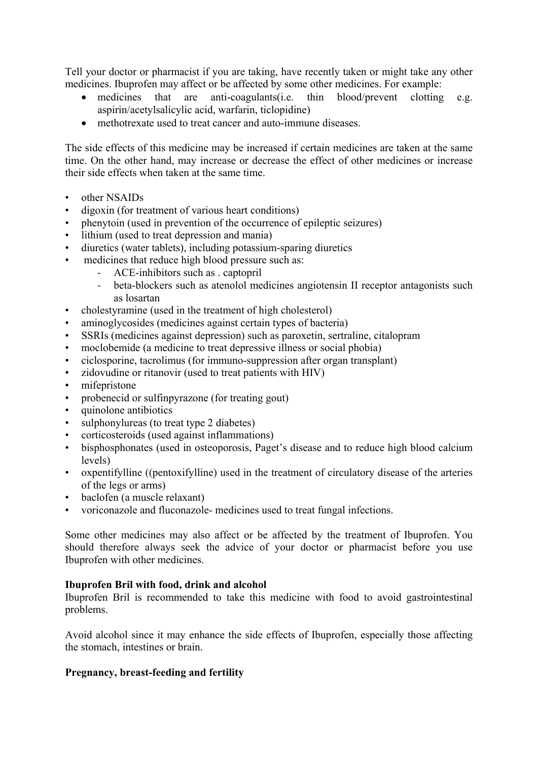Tell your doctor or pharmacist if you are taking, have recently taken or might take any other medicines. Ibuprofen may affect or be affected by some other medicines. For example:

- medicines that are anti-coagulants(i.e. thin blood/prevent clotting e.g. aspirin/acetylsalicylic acid, warfarin, ticlopidine)
- methotrexate used to treat cancer and auto-immune diseases.

The side effects of this medicine may be increased if certain medicines are taken at the same time. On the other hand, may increase or decrease the effect of other medicines or increase their side effects when taken at the same time.

- other NSAIDs
- digoxin (for treatment of various heart conditions)
- phenytoin (used in prevention of the occurrence of epileptic seizures)
- lithium (used to treat depression and mania)
- diuretics (water tablets), including potassium-sparing diuretics
- medicines that reduce high blood pressure such as:
    - ACE-inhibitors such as . captopril
    - beta-blockers such as atenolol medicines angiotensin II receptor antagonists such as losartan
- cholestyramine (used in the treatment of high cholesterol)
- aminoglycosides (medicines against certain types of bacteria)
- SSRIs (medicines against depression) such as paroxetin, sertraline, citalopram
- moclobemide (a medicine to treat depressive illness or social phobia)
- ciclosporine, tacrolimus (for immuno-suppression after organ transplant)
- zidovudine or ritanovir (used to treat patients with HIV)
- mifepristone
- probenecid or sulfinpyrazone (for treating gout)
- quinolone antibiotics
- sulphonylureas (to treat type 2 diabetes)
- corticosteroids (used against inflammations)
- bisphosphonates (used in osteoporosis, Paget's disease and to reduce high blood calcium levels)
- oxpentifylline ((pentoxifylline) used in the treatment of circulatory disease of the arteries of the legs or arms)
- baclofen (a muscle relaxant)
- voriconazole and fluconazole- medicines used to treat fungal infections.

Some other medicines may also affect or be affected by the treatment of Ibuprofen. You should therefore always seek the advice of your doctor or pharmacist before you use Ibuprofen with other medicines.

**Ibuprofen Bril with food, drink and alcohol**

Ibuprofen Bril is recommended to take this medicine with food to avoid gastrointestinal problems.

Avoid alcohol since it may enhance the side effects of Ibuprofen, especially those affecting the stomach, intestines or brain.

**Pregnancy, breast-feeding and fertility**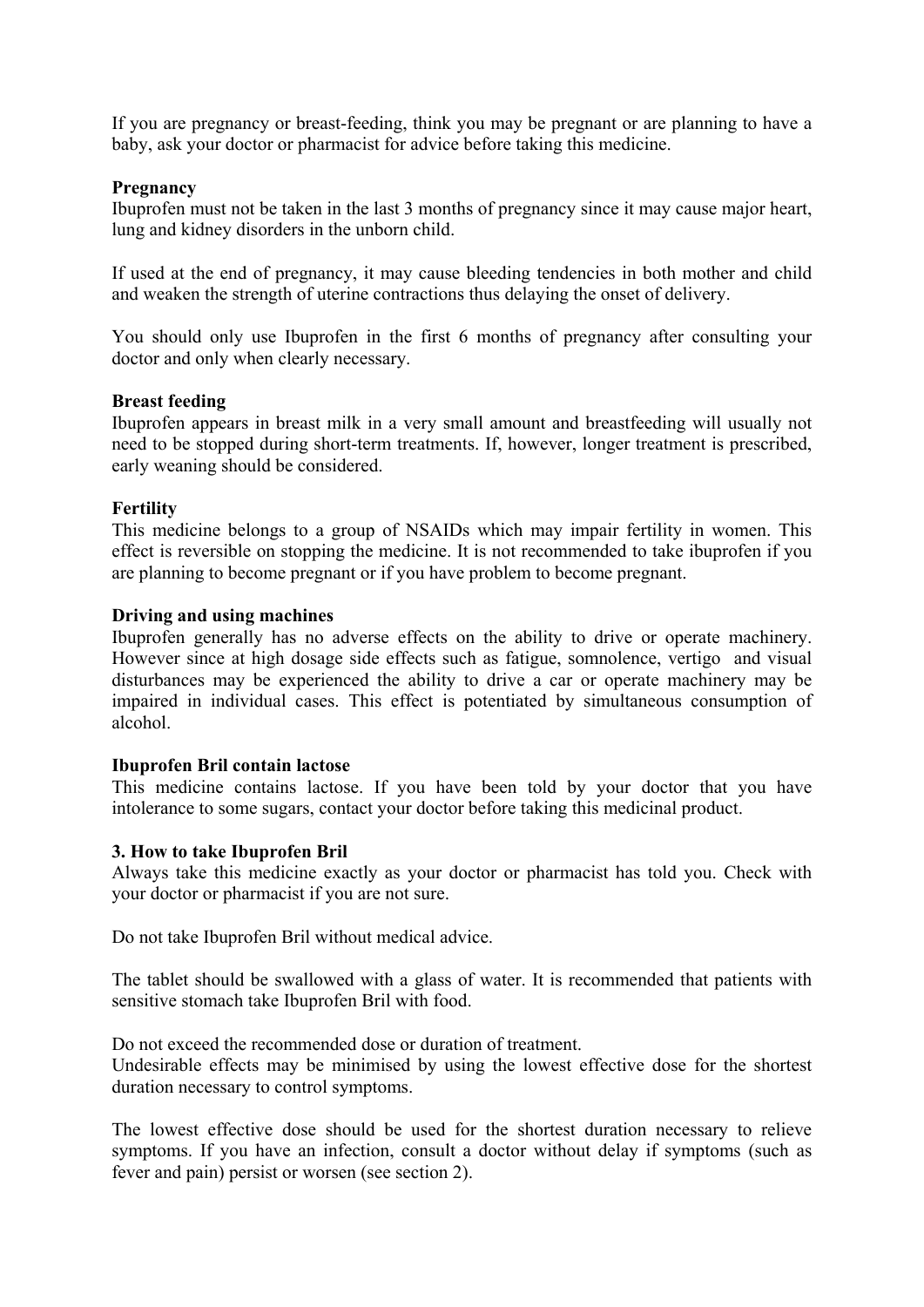If you are pregnancy or breast-feeding, think you may be pregnant or are planning to have a baby, ask your doctor or pharmacist for advice before taking this medicine.

**Pregnancy**

Ibuprofen must not be taken in the last 3 months of pregnancy since it may cause major heart, lung and kidney disorders in the unborn child.

If used at the end of pregnancy, it may cause bleeding tendencies in both mother and child and weaken the strength of uterine contractions thus delaying the onset of delivery.

You should only use Ibuprofen in the first 6 months of pregnancy after consulting your doctor and only when clearly necessary.

**Breast feeding**

Ibuprofen appears in breast milk in a very small amount and breastfeeding will usually not need to be stopped during short-term treatments. If, however, longer treatment is prescribed, early weaning should be considered.

**Fertility**

This medicine belongs to a group of NSAIDs which may impair fertility in women. This effect is reversible on stopping the medicine. It is not recommended to take ibuprofen if you are planning to become pregnant or if you have problem to become pregnant.

**Driving and using machines**

Ibuprofen generally has no adverse effects on the ability to drive or operate machinery. However since at high dosage side effects such as fatigue, somnolence, vertigo and visual disturbances may be experienced the ability to drive a car or operate machinery may be impaired in individual cases. This effect is potentiated by simultaneous consumption of alcohol.

**Ibuprofen Bril contain lactose**

This medicine contains lactose. If you have been told by your doctor that you have intolerance to some sugars, contact your doctor before taking this medicinal product.

## 3. How to take Ibuprofen Bril

Always take this medicine exactly as your doctor or pharmacist has told you. Check with your doctor or pharmacist if you are not sure.

Do not take Ibuprofen Bril without medical advice.

The tablet should be swallowed with a glass of water. It is recommended that patients with sensitive stomach take Ibuprofen Bril with food.

Do not exceed the recommended dose or duration of treatment.
Undesirable effects may be minimised by using the lowest effective dose for the shortest duration necessary to control symptoms.

The lowest effective dose should be used for the shortest duration necessary to relieve symptoms. If you have an infection, consult a doctor without delay if symptoms (such as fever and pain) persist or worsen (see section 2).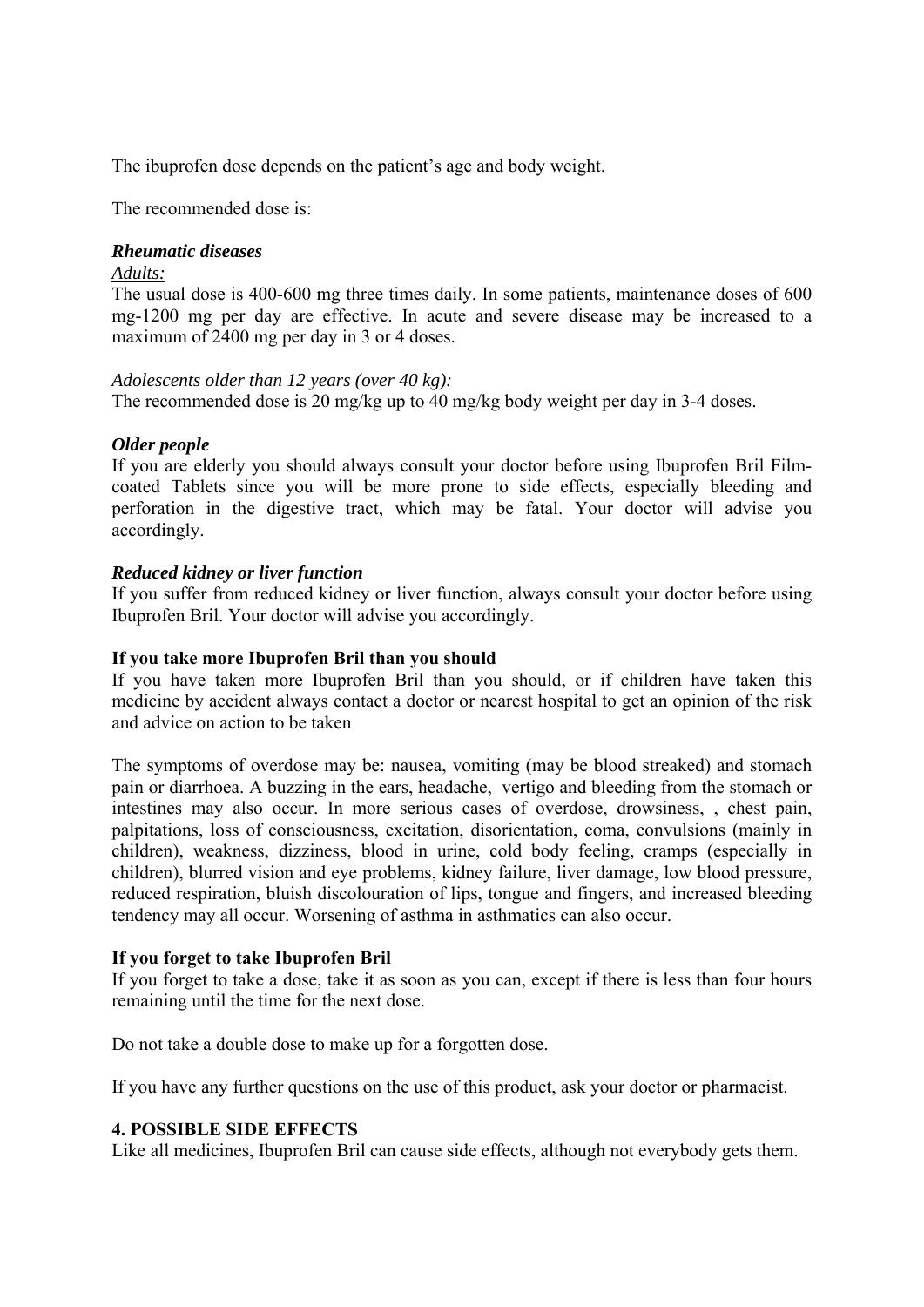The ibuprofen dose depends on the patient's age and body weight.

The recommended dose is:

***Rheumatic diseases***

*Adults:*

The usual dose is 400-600 mg three times daily. In some patients, maintenance doses of 600 mg-1200 mg per day are effective. In acute and severe disease may be increased to a maximum of 2400 mg per day in 3 or 4 doses.

*Adolescents older than 12 years (over 40 kg):*

The recommended dose is 20 mg/kg up to 40 mg/kg body weight per day in 3-4 doses.

***Older people***

If you are elderly you should always consult your doctor before using Ibuprofen Bril Film-coated Tablets since you will be more prone to side effects, especially bleeding and perforation in the digestive tract, which may be fatal. Your doctor will advise you accordingly.

***Reduced kidney or liver function***

If you suffer from reduced kidney or liver function, always consult your doctor before using Ibuprofen Bril. Your doctor will advise you accordingly.

**If you take more Ibuprofen Bril than you should**

If you have taken more Ibuprofen Bril than you should, or if children have taken this medicine by accident always contact a doctor or nearest hospital to get an opinion of the risk and advice on action to be taken

The symptoms of overdose may be: nausea, vomiting (may be blood streaked) and stomach pain or diarrhoea. A buzzing in the ears, headache, vertigo and bleeding from the stomach or intestines may also occur. In more serious cases of overdose, drowsiness, , chest pain, palpitations, loss of consciousness, excitation, disorientation, coma, convulsions (mainly in children), weakness, dizziness, blood in urine, cold body feeling, cramps (especially in children), blurred vision and eye problems, kidney failure, liver damage, low blood pressure, reduced respiration, bluish discolouration of lips, tongue and fingers, and increased bleeding tendency may all occur. Worsening of asthma in asthmatics can also occur.

**If you forget to take Ibuprofen Bril**

If you forget to take a dose, take it as soon as you can, except if there is less than four hours remaining until the time for the next dose.

Do not take a double dose to make up for a forgotten dose.

If you have any further questions on the use of this product, ask your doctor or pharmacist.

## 4. POSSIBLE SIDE EFFECTS

Like all medicines, Ibuprofen Bril can cause side effects, although not everybody gets them.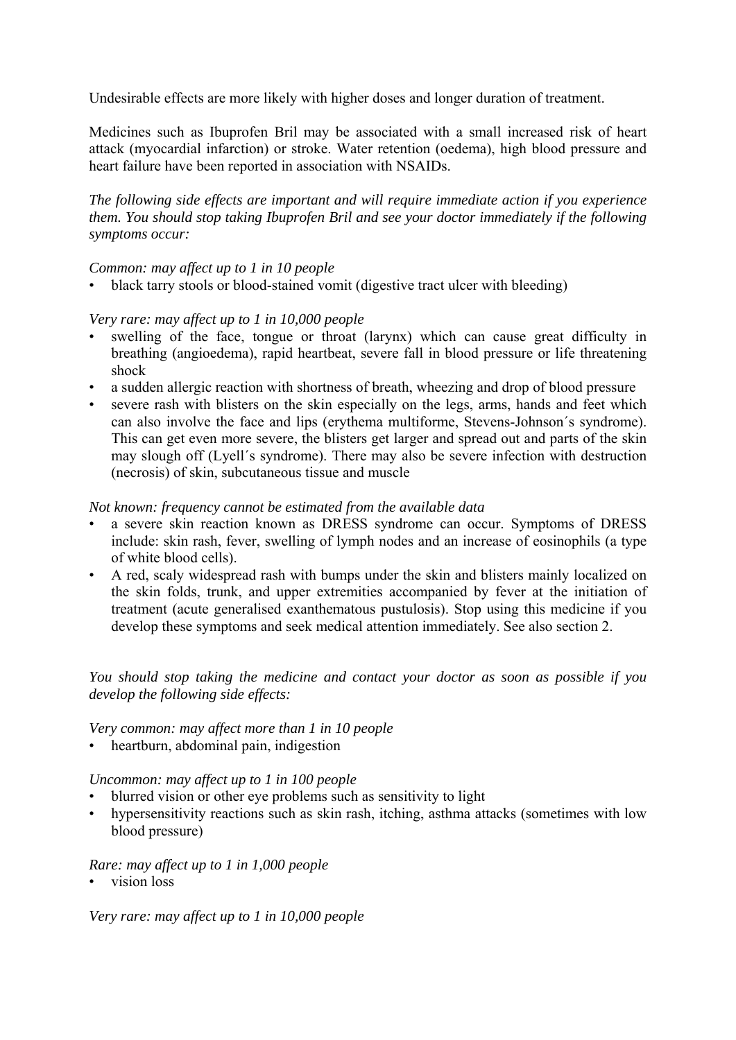Undesirable effects are more likely with higher doses and longer duration of treatment.

Medicines such as Ibuprofen Bril may be associated with a small increased risk of heart attack (myocardial infarction) or stroke. Water retention (oedema), high blood pressure and heart failure have been reported in association with NSAIDs.

*The following side effects are important and will require immediate action if you experience them. You should stop taking Ibuprofen Bril and see your doctor immediately if the following symptoms occur:*

*Common: may affect up to 1 in 10 people*
- black tarry stools or blood-stained vomit (digestive tract ulcer with bleeding)

*Very rare: may affect up to 1 in 10,000 people*
- swelling of the face, tongue or throat (larynx) which can cause great difficulty in breathing (angioedema), rapid heartbeat, severe fall in blood pressure or life threatening shock
- a sudden allergic reaction with shortness of breath, wheezing and drop of blood pressure
- severe rash with blisters on the skin especially on the legs, arms, hands and feet which can also involve the face and lips (erythema multiforme, Stevens-Johnson´s syndrome). This can get even more severe, the blisters get larger and spread out and parts of the skin may slough off (Lyell´s syndrome). There may also be severe infection with destruction (necrosis) of skin, subcutaneous tissue and muscle

*Not known: frequency cannot be estimated from the available data*
- a severe skin reaction known as DRESS syndrome can occur. Symptoms of DRESS include: skin rash, fever, swelling of lymph nodes and an increase of eosinophils (a type of white blood cells).
- A red, scaly widespread rash with bumps under the skin and blisters mainly localized on the skin folds, trunk, and upper extremities accompanied by fever at the initiation of treatment (acute generalised exanthematous pustulosis). Stop using this medicine if you develop these symptoms and seek medical attention immediately. See also section 2.

*You should stop taking the medicine and contact your doctor as soon as possible if you develop the following side effects:*

*Very common: may affect more than 1 in 10 people*
- heartburn, abdominal pain, indigestion

*Uncommon: may affect up to 1 in 100 people*
- blurred vision or other eye problems such as sensitivity to light
- hypersensitivity reactions such as skin rash, itching, asthma attacks (sometimes with low blood pressure)

*Rare: may affect up to 1 in 1,000 people*
- vision loss

*Very rare: may affect up to 1 in 10,000 people*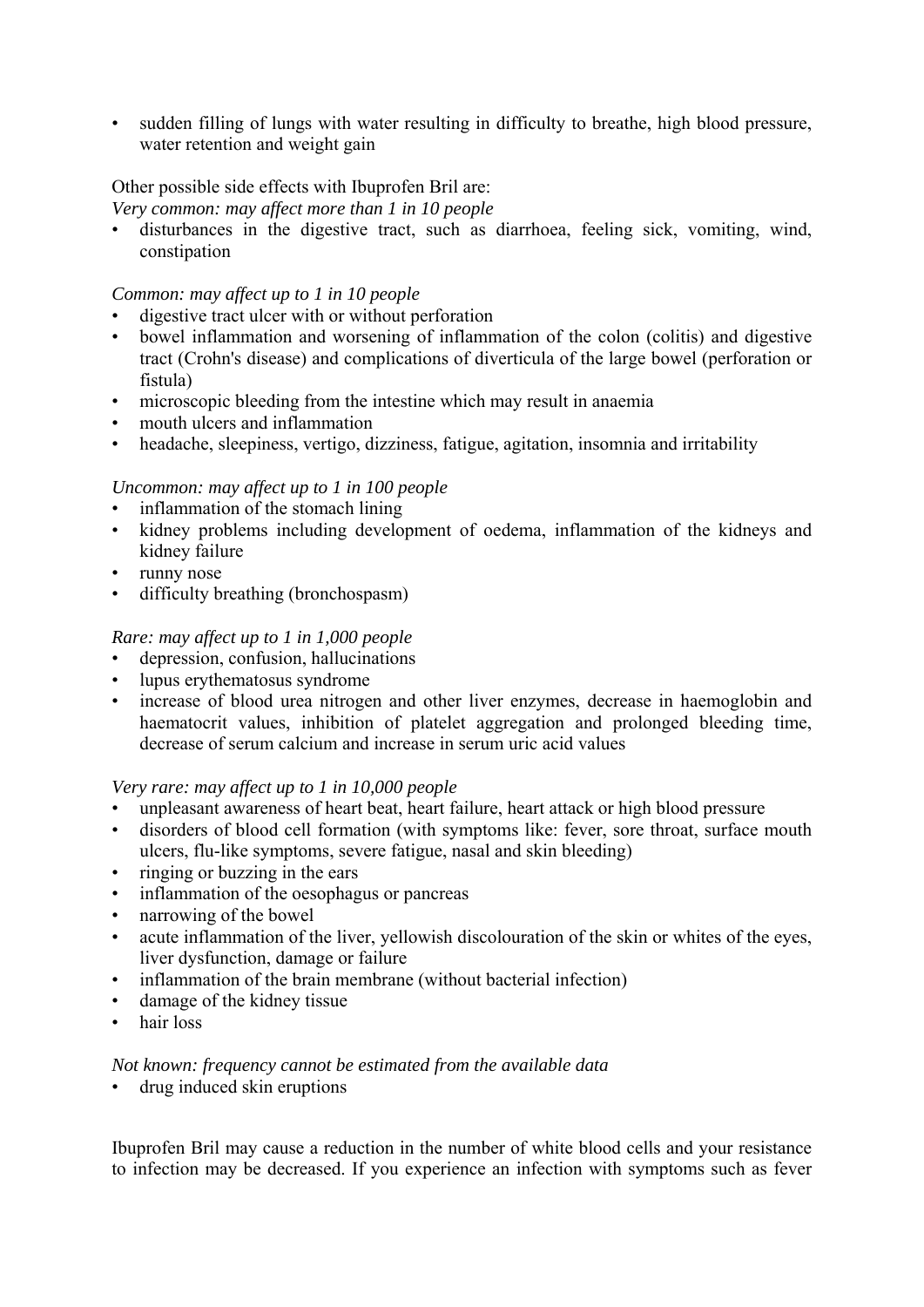- sudden filling of lungs with water resulting in difficulty to breathe, high blood pressure, water retention and weight gain

Other possible side effects with Ibuprofen Bril are:
*Very common: may affect more than 1 in 10 people*
- disturbances in the digestive tract, such as diarrhoea, feeling sick, vomiting, wind, constipation

*Common: may affect up to 1 in 10 people*
- digestive tract ulcer with or without perforation
- bowel inflammation and worsening of inflammation of the colon (colitis) and digestive tract (Crohn's disease) and complications of diverticula of the large bowel (perforation or fistula)
- microscopic bleeding from the intestine which may result in anaemia
- mouth ulcers and inflammation
- headache, sleepiness, vertigo, dizziness, fatigue, agitation, insomnia and irritability

*Uncommon: may affect up to 1 in 100 people*
- inflammation of the stomach lining
- kidney problems including development of oedema, inflammation of the kidneys and kidney failure
- runny nose
- difficulty breathing (bronchospasm)

*Rare: may affect up to 1 in 1,000 people*
- depression, confusion, hallucinations
- lupus erythematosus syndrome
- increase of blood urea nitrogen and other liver enzymes, decrease in haemoglobin and haematocrit values, inhibition of platelet aggregation and prolonged bleeding time, decrease of serum calcium and increase in serum uric acid values

*Very rare: may affect up to 1 in 10,000 people*
- unpleasant awareness of heart beat, heart failure, heart attack or high blood pressure
- disorders of blood cell formation (with symptoms like: fever, sore throat, surface mouth ulcers, flu-like symptoms, severe fatigue, nasal and skin bleeding)
- ringing or buzzing in the ears
- inflammation of the oesophagus or pancreas
- narrowing of the bowel
- acute inflammation of the liver, yellowish discolouration of the skin or whites of the eyes, liver dysfunction, damage or failure
- inflammation of the brain membrane (without bacterial infection)
- damage of the kidney tissue
- hair loss

*Not known: frequency cannot be estimated from the available data*
- drug induced skin eruptions

Ibuprofen Bril may cause a reduction in the number of white blood cells and your resistance to infection may be decreased. If you experience an infection with symptoms such as fever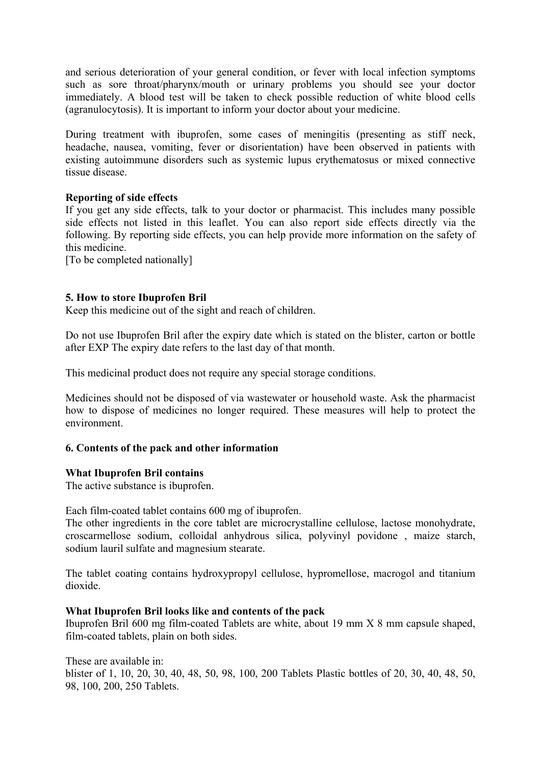and serious deterioration of your general condition, or fever with local infection symptoms such as sore throat/pharynx/mouth or urinary problems you should see your doctor immediately. A blood test will be taken to check possible reduction of white blood cells (agranulocytosis). It is important to inform your doctor about your medicine.

During treatment with ibuprofen, some cases of meningitis (presenting as stiff neck, headache, nausea, vomiting, fever or disorientation) have been observed in patients with existing autoimmune disorders such as systemic lupus erythematosus or mixed connective tissue disease.

**Reporting of side effects**

If you get any side effects, talk to your doctor or pharmacist. This includes many possible side effects not listed in this leaflet. You can also report side effects directly via the following. By reporting side effects, you can help provide more information on the safety of this medicine.

[To be completed nationally]

## 5. How to store Ibuprofen Bril

Keep this medicine out of the sight and reach of children.

Do not use Ibuprofen Bril after the expiry date which is stated on the blister, carton or bottle after EXP The expiry date refers to the last day of that month.

This medicinal product does not require any special storage conditions.

Medicines should not be disposed of via wastewater or household waste. Ask the pharmacist how to dispose of medicines no longer required. These measures will help to protect the environment.

## 6. Contents of the pack and other information

**What Ibuprofen Bril contains**

The active substance is ibuprofen.

Each film-coated tablet contains 600 mg of ibuprofen.

The other ingredients in the core tablet are microcrystalline cellulose, lactose monohydrate, croscarmellose sodium, colloidal anhydrous silica, polyvinyl povidone , maize starch, sodium lauril sulfate and magnesium stearate.

The tablet coating contains hydroxypropyl cellulose, hypromellose, macrogol and titanium dioxide.

**What Ibuprofen Bril looks like and contents of the pack**

Ibuprofen Bril 600 mg film-coated Tablets are white, about 19 mm X 8 mm capsule shaped, film-coated tablets, plain on both sides.

These are available in:

blister of 1, 10, 20, 30, 40, 48, 50, 98, 100, 200 Tablets Plastic bottles of 20, 30, 40, 48, 50, 98, 100, 200, 250 Tablets.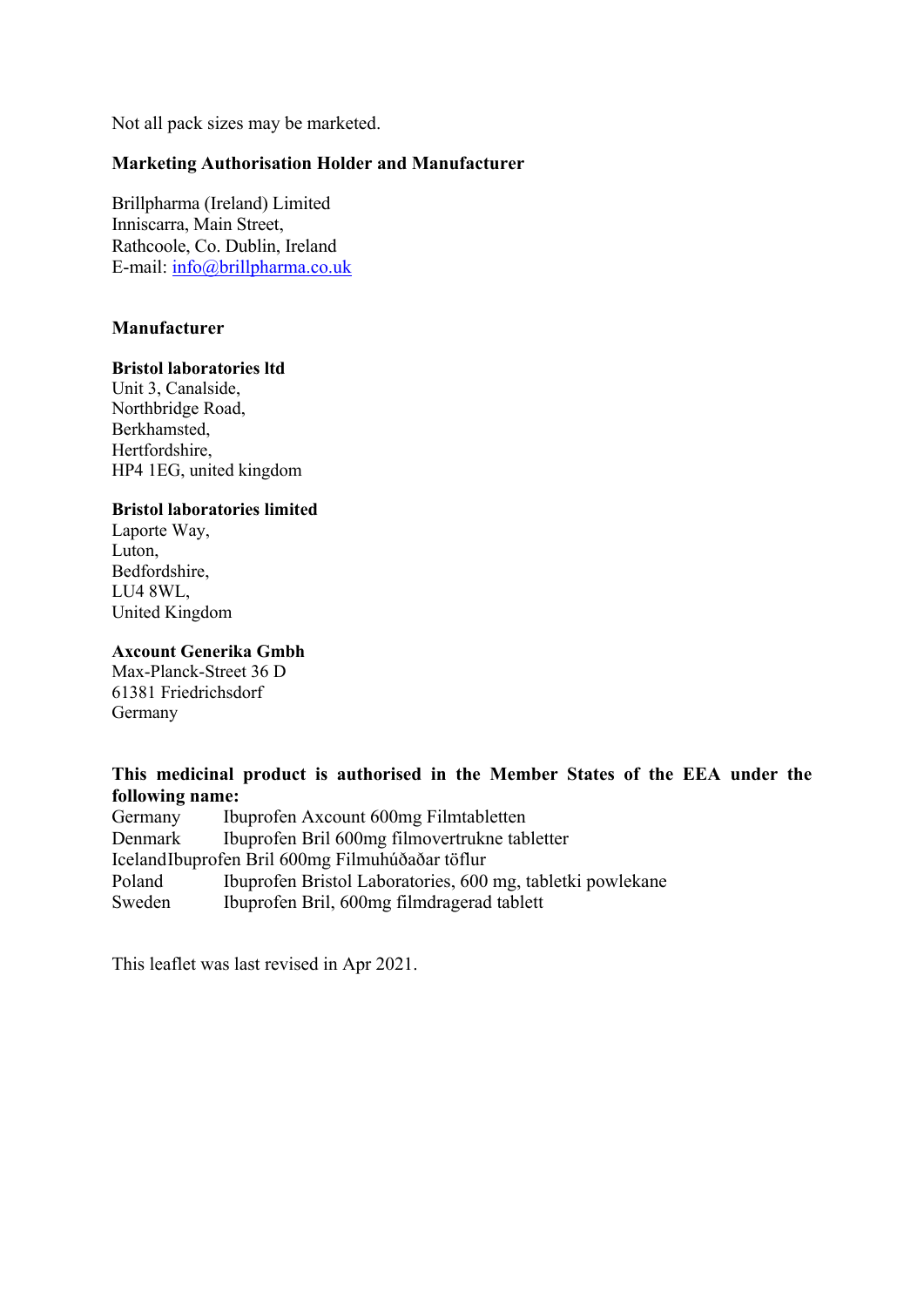Not all pack sizes may be marketed.

**Marketing Authorisation Holder and Manufacturer**

Brillpharma (Ireland) Limited
Inniscarra, Main Street,
Rathcoole, Co. Dublin, Ireland
E-mail: info@brillpharma.co.uk

**Manufacturer**

**Bristol laboratories ltd**
Unit 3, Canalside,
Northbridge Road,
Berkhamsted,
Hertfordshire,
HP4 1EG, united kingdom

**Bristol laboratories limited**
Laporte Way,
Luton,
Bedfordshire,
LU4 8WL,
United Kingdom

**Axcount Generika Gmbh**
Max-Planck-Street 36 D
61381 Friedrichsdorf
Germany

**This medicinal product is authorised in the Member States of the EEA under the following name:**

| | |
|---|---|
| Germany | Ibuprofen Axcount 600mg Filmtabletten |
| Denmark | Ibuprofen Bril 600mg filmovertrukne tabletter |
| Iceland | Ibuprofen Bril 600mg Filmuhúðaðar töflur |
| Poland | Ibuprofen Bristol Laboratories, 600 mg, tabletki powlekane |
| Sweden | Ibuprofen Bril, 600mg filmdragerad tablett |

This leaflet was last revised in Apr 2021.